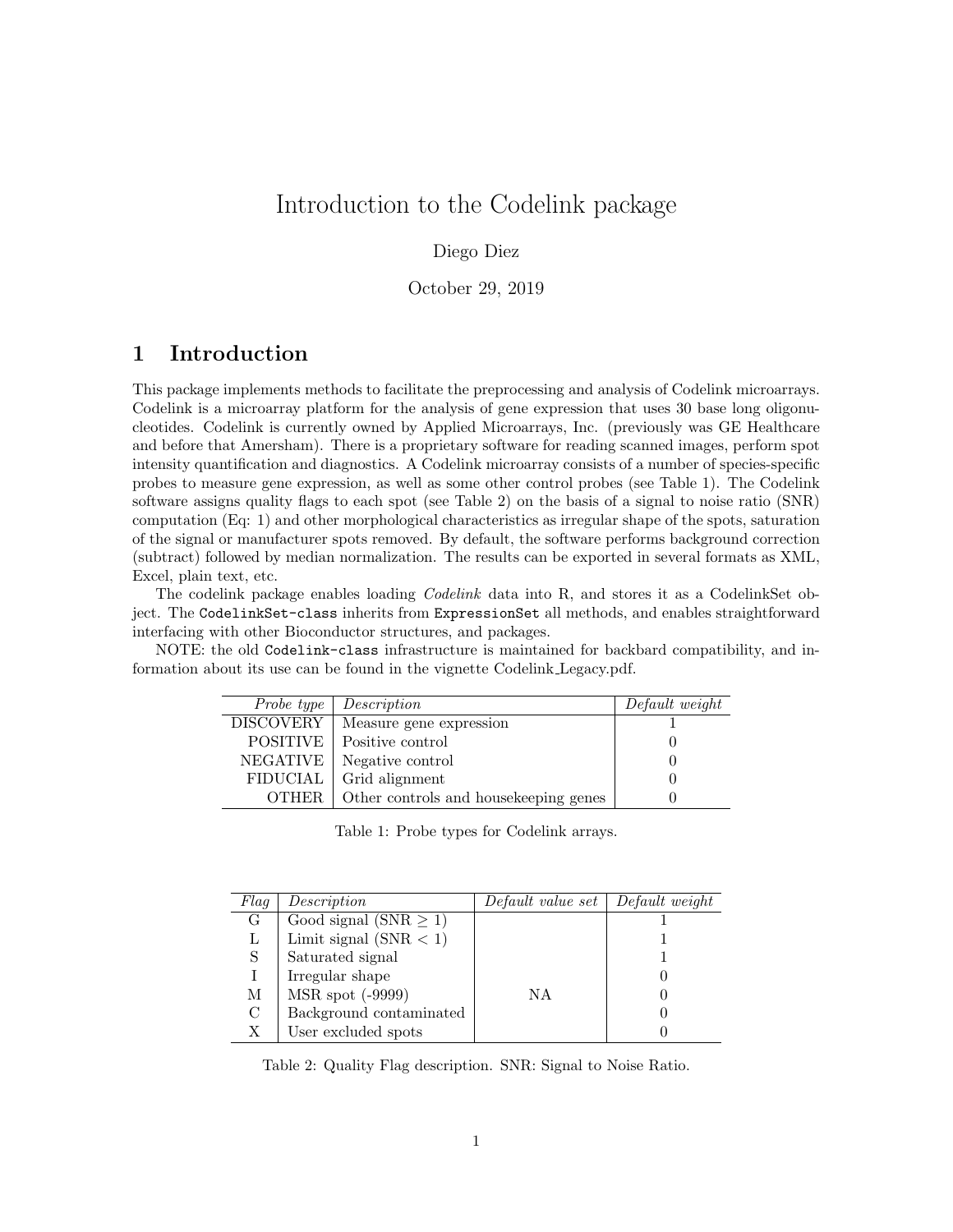# Introduction to the Codelink package

Diego Diez

October 29, 2019

## 1 Introduction

This package implements methods to facilitate the preprocessing and analysis of Codelink microarrays. Codelink is a microarray platform for the analysis of gene expression that uses 30 base long oligonucleotides. Codelink is currently owned by Applied Microarrays, Inc. (previously was GE Healthcare and before that Amersham). There is a proprietary software for reading scanned images, perform spot intensity quantification and diagnostics. A Codelink microarray consists of a number of species-specific probes to measure gene expression, as well as some other control probes (see Table 1). The Codelink software assigns quality flags to each spot (see Table 2) on the basis of a signal to noise ratio (SNR) computation (Eq: 1) and other morphological characteristics as irregular shape of the spots, saturation of the signal or manufacturer spots removed. By default, the software performs background correction (subtract) followed by median normalization. The results can be exported in several formats as XML, Excel, plain text, etc.

The codelink package enables loading *Codelink* data into R, and stores it as a CodelinkSet object. The `CodelinkSet-class` inherits from `ExpressionSet` all methods, and enables straightforward interfacing with other Bioconductor structures, and packages.

NOTE: the old `Codelink-class` infrastructure is maintained for backbard compatibility, and information about its use can be found in the vignette Codelink_Legacy.pdf.

| *Probe type* | *Description* | *Default weight* |
|---|---|---|
| DISCOVERY | Measure gene expression | 1 |
| POSITIVE | Positive control | 0 |
| NEGATIVE | Negative control | 0 |
| FIDUCIAL | Grid alignment | 0 |
| OTHER | Other controls and housekeeping genes | 0 |

Table 1: Probe types for Codelink arrays.

| *Flag* | *Description* | *Default value set* | *Default weight* |
|---|---|---|---|
| G | Good signal (SNR $\geq 1$) | | 1 |
| L | Limit signal (SNR $< 1$) | | 1 |
| S | Saturated signal | | 1 |
| I | Irregular shape | | 0 |
| M | MSR spot (-9999) | NA | 0 |
| C | Background contaminated | | 0 |
| X | User excluded spots | | 0 |

Table 2: Quality Flag description. SNR: Signal to Noise Ratio.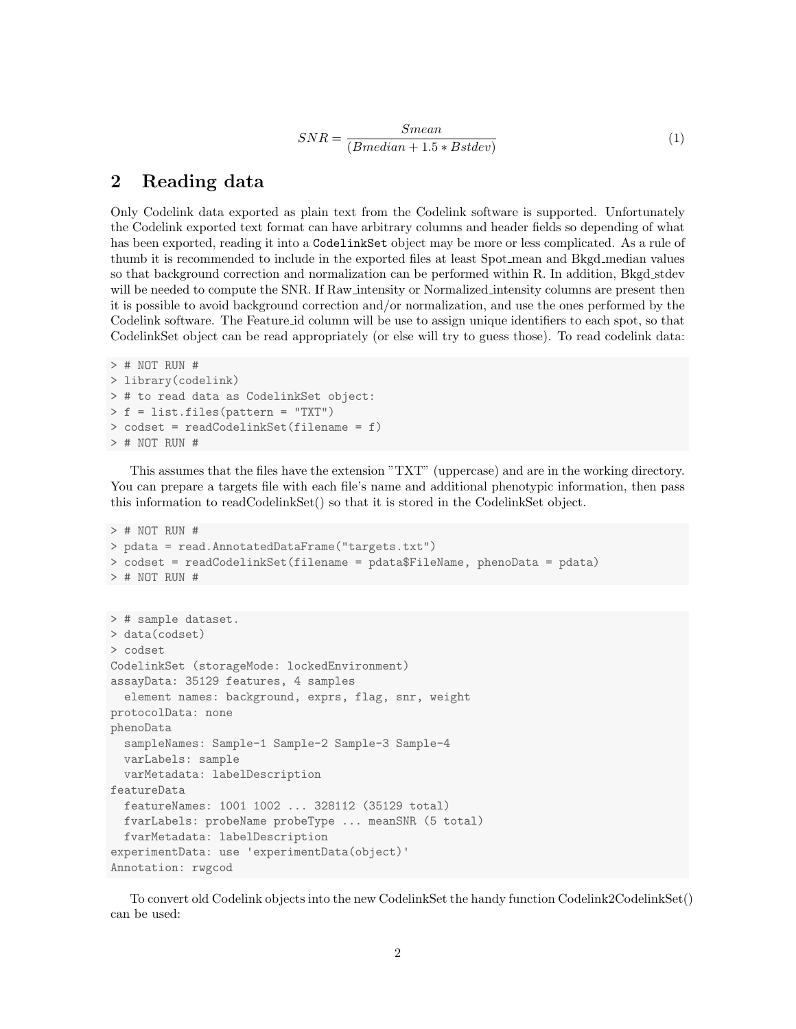$$SNR = \frac{Smean}{(Bmedian + 1.5 * Bstdev)} \tag{1}$$

## 2 Reading data

Only Codelink data exported as plain text from the Codelink software is supported. Unfortunately the Codelink exported text format can have arbitrary columns and header fields so depending of what has been exported, reading it into a `CodelinkSet` object may be more or less complicated. As a rule of thumb it is recommended to include in the exported files at least Spot_mean and Bkgd_median values so that background correction and normalization can be performed within R. In addition, Bkgd_stdev will be needed to compute the SNR. If Raw_intensity or Normalized_intensity columns are present then it is possible to avoid background correction and/or normalization, and use the ones performed by the Codelink software. The Feature_id column will be use to assign unique identifiers to each spot, so that CodelinkSet object can be read appropriately (or else will try to guess those). To read codelink data:

```
> # NOT RUN #
> library(codelink)
> # to read data as CodelinkSet object:
> f = list.files(pattern = "TXT")
> codset = readCodelinkSet(filename = f)
> # NOT RUN #
```

This assumes that the files have the extension "TXT" (uppercase) and are in the working directory. You can prepare a targets file with each file's name and additional phenotypic information, then pass this information to readCodelinkSet() so that it is stored in the CodelinkSet object.

```
> # NOT RUN #
> pdata = read.AnnotatedDataFrame("targets.txt")
> codset = readCodelinkSet(filename = pdata$FileName, phenoData = pdata)
> # NOT RUN #
```

```
> # sample dataset.
> data(codset)
> codset
CodelinkSet (storageMode: lockedEnvironment)
assayData: 35129 features, 4 samples
  element names: background, exprs, flag, snr, weight
protocolData: none
phenoData
  sampleNames: Sample-1 Sample-2 Sample-3 Sample-4
  varLabels: sample
  varMetadata: labelDescription
featureData
  featureNames: 1001 1002 ... 328112 (35129 total)
  fvarLabels: probeName probeType ... meanSNR (5 total)
  fvarMetadata: labelDescription
experimentData: use 'experimentData(object)'
Annotation: rwgcod
```

To convert old Codelink objects into the new CodelinkSet the handy function Codelink2CodelinkSet() can be used: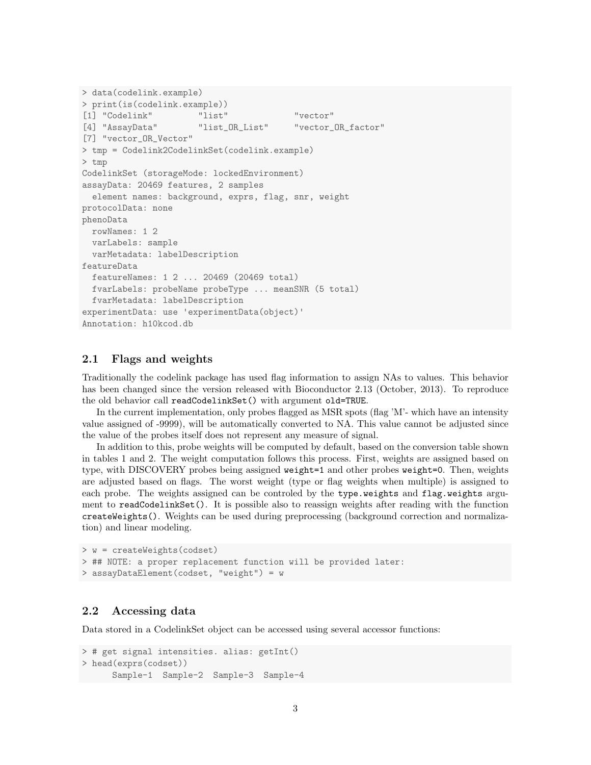```
> data(codelink.example)
> print(is(codelink.example))
[1] "Codelink"         "list"             "vector"
[4] "AssayData"        "list_OR_List"     "vector_OR_factor"
[7] "vector_OR_Vector"
> tmp = Codelink2CodelinkSet(codelink.example)
> tmp
CodelinkSet (storageMode: lockedEnvironment)
assayData: 20469 features, 2 samples
  element names: background, exprs, flag, snr, weight
protocolData: none
phenoData
  rowNames: 1 2
  varLabels: sample
  varMetadata: labelDescription
featureData
  featureNames: 1 2 ... 20469 (20469 total)
  fvarLabels: probeName probeType ... meanSNR (5 total)
  fvarMetadata: labelDescription
experimentData: use 'experimentData(object)'
Annotation: h10kcod.db
```

## 2.1 Flags and weights

Traditionally the codelink package has used flag information to assign NAs to values. This behavior has been changed since the version released with Bioconductor 2.13 (October, 2013). To reproduce the old behavior call `readCodelinkSet()` with argument `old=TRUE`.

In the current implementation, only probes flagged as MSR spots (flag 'M'- which have an intensity value assigned of -9999), will be automatically converted to NA. This value cannot be adjusted since the value of the probes itself does not represent any measure of signal.

In addition to this, probe weights will be computed by default, based on the conversion table shown in tables 1 and 2. The weight computation follows this process. First, weights are assigned based on type, with DISCOVERY probes being assigned `weight=1` and other probes `weight=0`. Then, weights are adjusted based on flags. The worst weight (type or flag weights when multiple) is assigned to each probe. The weights assigned can be controled by the `type.weights` and `flag.weights` argument to `readCodelinkSet()`. It is possible also to reassign weights after reading with the function `createWeights()`. Weights can be used during preprocessing (background correction and normalization) and linear modeling.

```
> w = createWeights(codset)
> ## NOTE: a proper replacement function will be provided later:
> assayDataElement(codset, "weight") = w
```

## 2.2 Accessing data

Data stored in a CodelinkSet object can be accessed using several accessor functions:

```
> # get signal intensities. alias: getInt()
> head(exprs(codset))
      Sample-1  Sample-2  Sample-3  Sample-4
```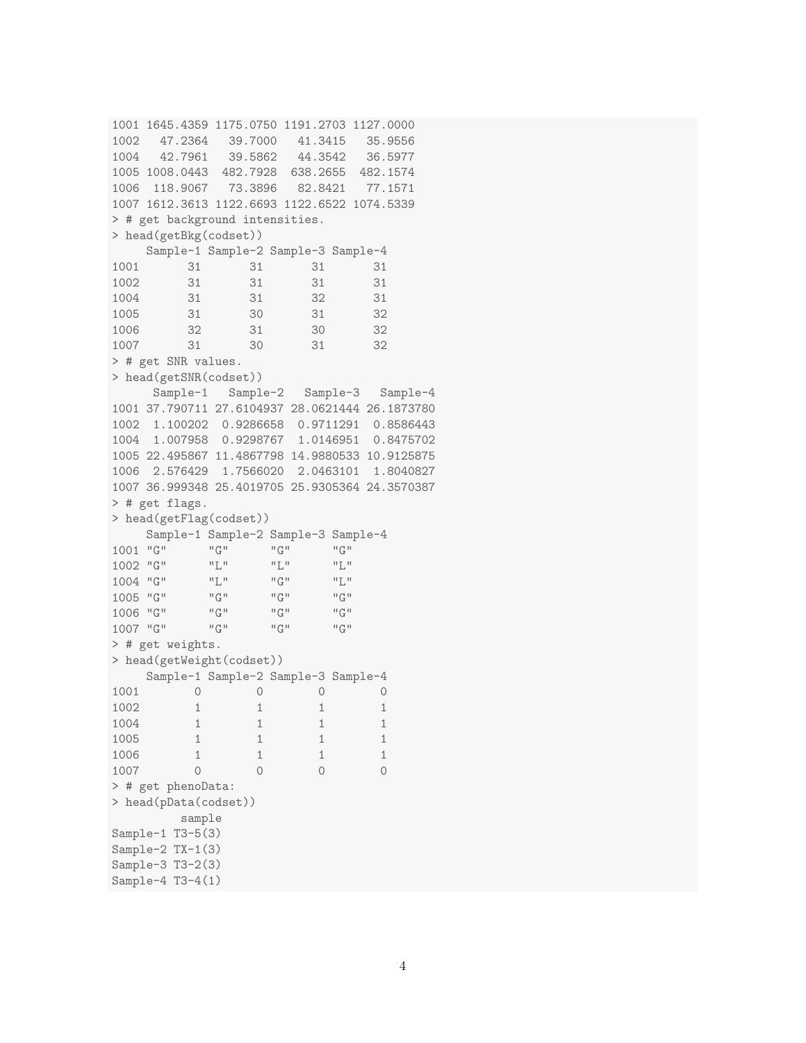```
1001 1645.4359 1175.0750 1191.2703 1127.0000
1002   47.2364   39.7000   41.3415   35.9556
1004   42.7961   39.5862   44.3542   36.5977
1005 1008.0443  482.7928  638.2655  482.1574
1006  118.9067   73.3896   82.8421   77.1571
1007 1612.3613 1122.6693 1122.6522 1074.5339
> # get background intensities.
> head(getBkg(codset))
     Sample-1 Sample-2 Sample-3 Sample-4
1001       31       31       31       31
1002       31       31       31       31
1004       31       31       32       31
1005       31       30       31       32
1006       32       31       30       32
1007       31       30       31       32
> # get SNR values.
> head(getSNR(codset))
      Sample-1   Sample-2   Sample-3   Sample-4
1001 37.790711 27.6104937 28.0621444 26.1873780
1002  1.100202  0.9286658  0.9711291  0.8586443
1004  1.007958  0.9298767  1.0146951  0.8475702
1005 22.495867 11.4867798 14.9880533 10.9125875
1006  2.576429  1.7566020  2.0463101  1.8040827
1007 36.999348 25.4019705 25.9305364 24.3570387
> # get flags.
> head(getFlag(codset))
     Sample-1 Sample-2 Sample-3 Sample-4
1001 "G"      "G"      "G"      "G"
1002 "G"      "L"      "L"      "L"
1004 "G"      "L"      "G"      "L"
1005 "G"      "G"      "G"      "G"
1006 "G"      "G"      "G"      "G"
1007 "G"      "G"      "G"      "G"
> # get weights.
> head(getWeight(codset))
     Sample-1 Sample-2 Sample-3 Sample-4
1001        0        0        0        0
1002        1        1        1        1
1004        1        1        1        1
1005        1        1        1        1
1006        1        1        1        1
1007        0        0        0        0
> # get phenoData:
> head(pData(codset))
          sample
Sample-1 T3-5(3)
Sample-2 TX-1(3)
Sample-3 T3-2(3)
Sample-4 T3-4(1)
```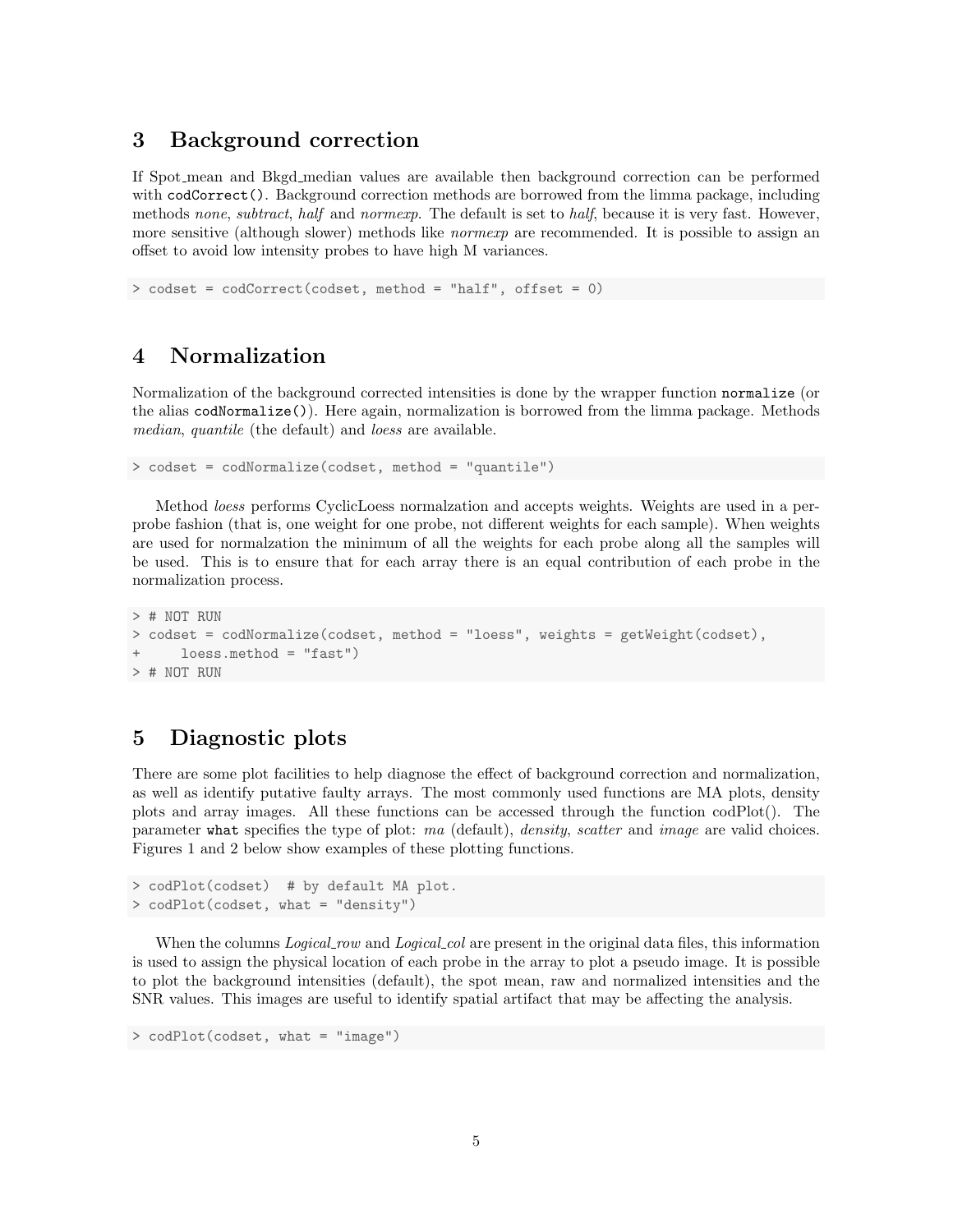## 3 Background correction

If Spot_mean and Bkgd_median values are available then background correction can be performed with `codCorrect()`. Background correction methods are borrowed from the limma package, including methods *none*, *subtract*, *half* and *normexp*. The default is set to *half*, because it is very fast. However, more sensitive (although slower) methods like *normexp* are recommended. It is possible to assign an offset to avoid low intensity probes to have high M variances.

```
> codset = codCorrect(codset, method = "half", offset = 0)
```

## 4 Normalization

Normalization of the background corrected intensities is done by the wrapper function `normalize` (or the alias `codNormalize()`). Here again, normalization is borrowed from the limma package. Methods *median*, *quantile* (the default) and *loess* are available.

```
> codset = codNormalize(codset, method = "quantile")
```

Method *loess* performs CyclicLoess normalzation and accepts weights. Weights are used in a per-probe fashion (that is, one weight for one probe, not different weights for each sample). When weights are used for normalzation the minimum of all the weights for each probe along all the samples will be used. This is to ensure that for each array there is an equal contribution of each probe in the normalization process.

```
> # NOT RUN
> codset = codNormalize(codset, method = "loess", weights = getWeight(codset),
+     loess.method = "fast")
> # NOT RUN
```

## 5 Diagnostic plots

There are some plot facilities to help diagnose the effect of background correction and normalization, as well as identify putative faulty arrays. The most commonly used functions are MA plots, density plots and array images. All these functions can be accessed through the function codPlot(). The parameter `what` specifies the type of plot: *ma* (default), *density*, *scatter* and *image* are valid choices. Figures 1 and 2 below show examples of these plotting functions.

```
> codPlot(codset)  # by default MA plot.
> codPlot(codset, what = "density")
```

When the columns *Logical_row* and *Logical_col* are present in the original data files, this information is used to assign the physical location of each probe in the array to plot a pseudo image. It is possible to plot the background intensities (default), the spot mean, raw and normalized intensities and the SNR values. This images are useful to identify spatial artifact that may be affecting the analysis.

```
> codPlot(codset, what = "image")
```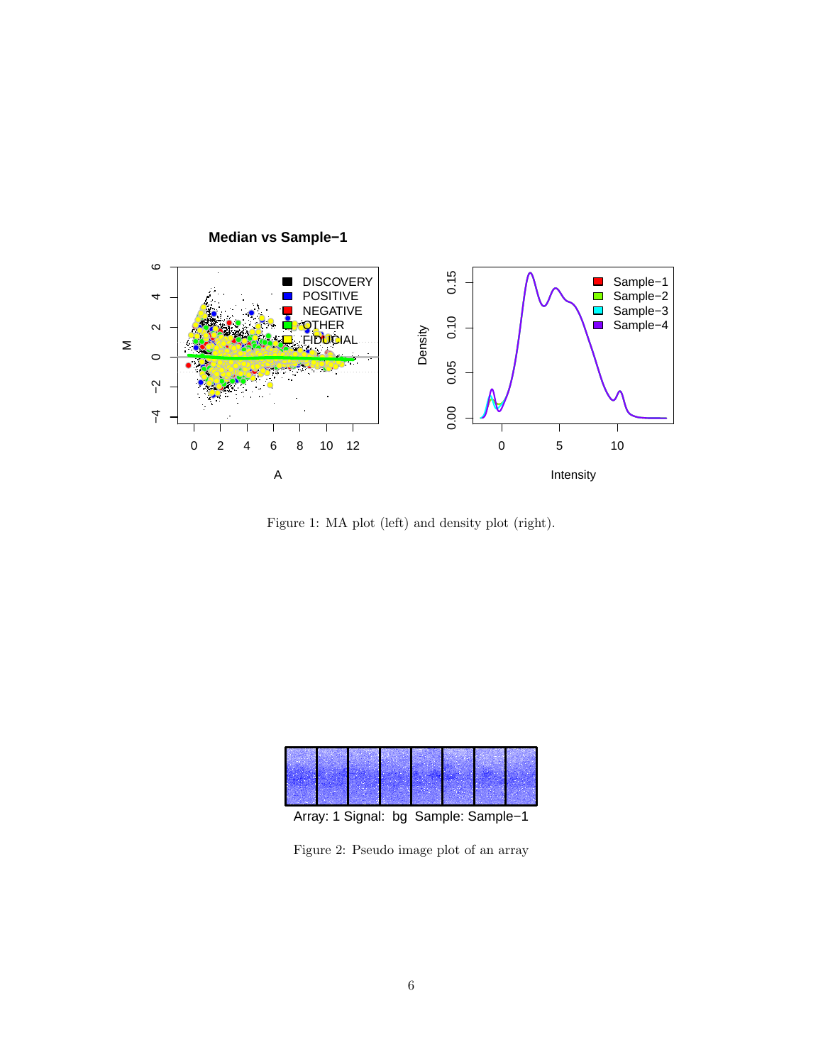Figure 1: MA plot (left) and density plot (right).

Figure 2: Pseudo image plot of an array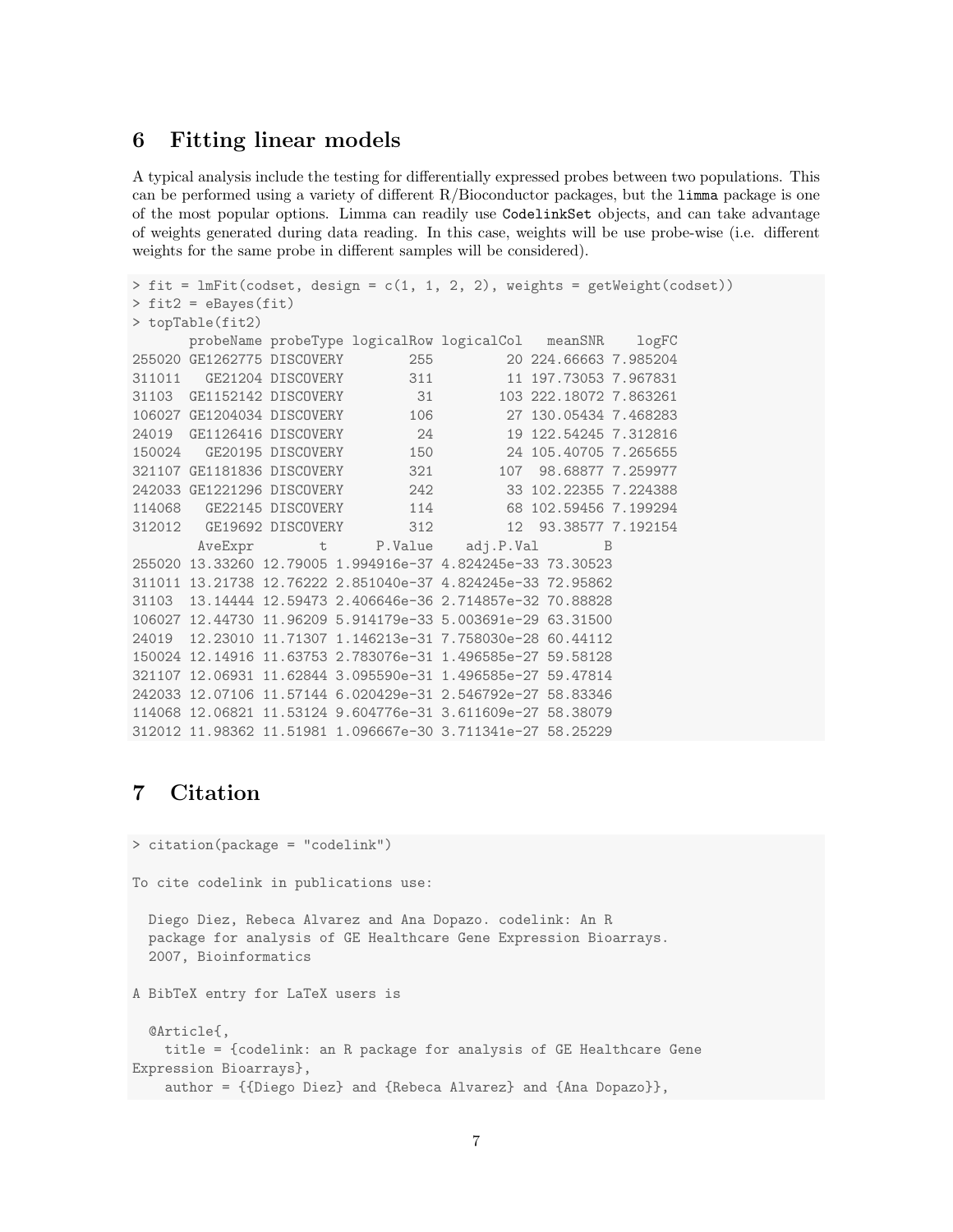## 6 Fitting linear models

A typical analysis include the testing for differentially expressed probes between two populations. This can be performed using a variety of different R/Bioconductor packages, but the `limma` package is one of the most popular options. Limma can readily use `CodelinkSet` objects, and can take advantage of weights generated during data reading. In this case, weights will be use probe-wise (i.e. different weights for the same probe in different samples will be considered).

```
> fit = lmFit(codset, design = c(1, 1, 2, 2), weights = getWeight(codset))
> fit2 = eBayes(fit)
> topTable(fit2)
       probeName probeType logicalRow logicalCol   meanSNR    logFC
255020 GE1262775 DISCOVERY        255         20 224.66663 7.985204
311011   GE21204 DISCOVERY        311         11 197.73053 7.967831
31103  GE1152142 DISCOVERY         31        103 222.18072 7.863261
106027 GE1204034 DISCOVERY        106         27 130.05434 7.468283
24019  GE1126416 DISCOVERY         24         19 122.54245 7.312816
150024   GE20195 DISCOVERY        150         24 105.40705 7.265655
321107 GE1181836 DISCOVERY        321        107  98.68877 7.259977
242033 GE1221296 DISCOVERY        242         33 102.22355 7.224388
114068   GE22145 DISCOVERY        114         68 102.59456 7.199294
312012   GE19692 DISCOVERY        312         12  93.38577 7.192154
        AveExpr        t      P.Value    adj.P.Val        B
255020 13.33260 12.79005 1.994916e-37 4.824245e-33 73.30523
311011 13.21738 12.76222 2.851040e-37 4.824245e-33 72.95862
31103  13.14444 12.59473 2.406646e-36 2.714857e-32 70.88828
106027 12.44730 11.96209 5.914179e-33 5.003691e-29 63.31500
24019  12.23010 11.71307 1.146213e-31 7.758030e-28 60.44112
150024 12.14916 11.63753 2.783076e-31 1.496585e-27 59.58128
321107 12.06931 11.62844 3.095590e-31 1.496585e-27 59.47814
242033 12.07106 11.57144 6.020429e-31 2.546792e-27 58.83346
114068 12.06821 11.53124 9.604776e-31 3.611609e-27 58.38079
312012 11.98362 11.51981 1.096667e-30 3.711341e-27 58.25229
```

## 7 Citation

```
> citation(package = "codelink")

To cite codelink in publications use:

  Diego Diez, Rebeca Alvarez and Ana Dopazo. codelink: An R
  package for analysis of GE Healthcare Gene Expression Bioarrays.
  2007, Bioinformatics

A BibTeX entry for LaTeX users is

  @Article{,
    title = {codelink: an R package for analysis of GE Healthcare Gene
Expression Bioarrays},
    author = {{Diego Diez} and {Rebeca Alvarez} and {Ana Dopazo}},
```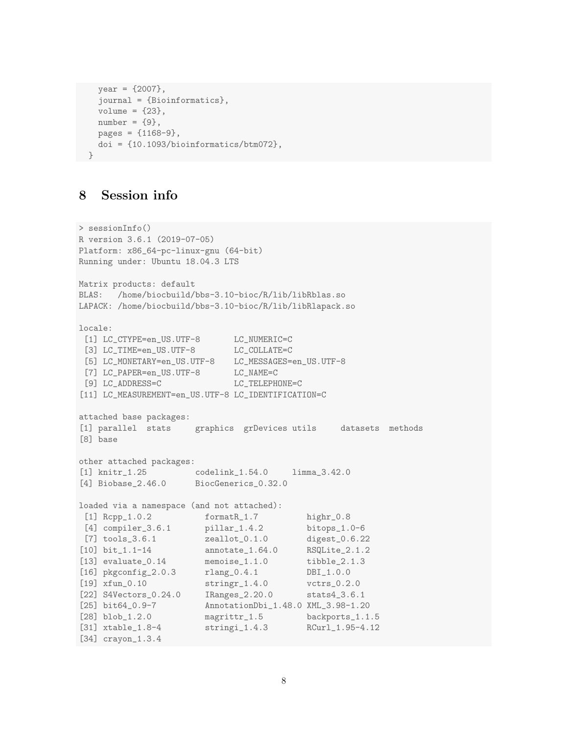```
    year = {2007},
    journal = {Bioinformatics},
    volume = {23},
    number = {9},
    pages = {1168-9},
    doi = {10.1093/bioinformatics/btm072},
  }
```

# 8 Session info

```
> sessionInfo()
R version 3.6.1 (2019-07-05)
Platform: x86_64-pc-linux-gnu (64-bit)
Running under: Ubuntu 18.04.3 LTS

Matrix products: default
BLAS:   /home/biocbuild/bbs-3.10-bioc/R/lib/libRblas.so
LAPACK: /home/biocbuild/bbs-3.10-bioc/R/lib/libRlapack.so

locale:
 [1] LC_CTYPE=en_US.UTF-8       LC_NUMERIC=C
 [3] LC_TIME=en_US.UTF-8        LC_COLLATE=C
 [5] LC_MONETARY=en_US.UTF-8    LC_MESSAGES=en_US.UTF-8
 [7] LC_PAPER=en_US.UTF-8       LC_NAME=C
 [9] LC_ADDRESS=C               LC_TELEPHONE=C
[11] LC_MEASUREMENT=en_US.UTF-8 LC_IDENTIFICATION=C

attached base packages:
[1] parallel  stats     graphics  grDevices utils     datasets  methods
[8] base

other attached packages:
[1] knitr_1.25          codelink_1.54.0     limma_3.42.0
[4] Biobase_2.46.0      BiocGenerics_0.32.0

loaded via a namespace (and not attached):
 [1] Rcpp_1.0.2           formatR_1.7          highr_0.8
 [4] compiler_3.6.1       pillar_1.4.2         bitops_1.0-6
 [7] tools_3.6.1          zeallot_0.1.0        digest_0.6.22
[10] bit_1.1-14           annotate_1.64.0      RSQLite_2.1.2
[13] evaluate_0.14        memoise_1.1.0        tibble_2.1.3
[16] pkgconfig_2.0.3      rlang_0.4.1          DBI_1.0.0
[19] xfun_0.10            stringr_1.4.0        vctrs_0.2.0
[22] S4Vectors_0.24.0     IRanges_2.20.0       stats4_3.6.1
[25] bit64_0.9-7          AnnotationDbi_1.48.0 XML_3.98-1.20
[28] blob_1.2.0           magrittr_1.5         backports_1.1.5
[31] xtable_1.8-4         stringi_1.4.3        RCurl_1.95-4.12
[34] crayon_1.3.4
```